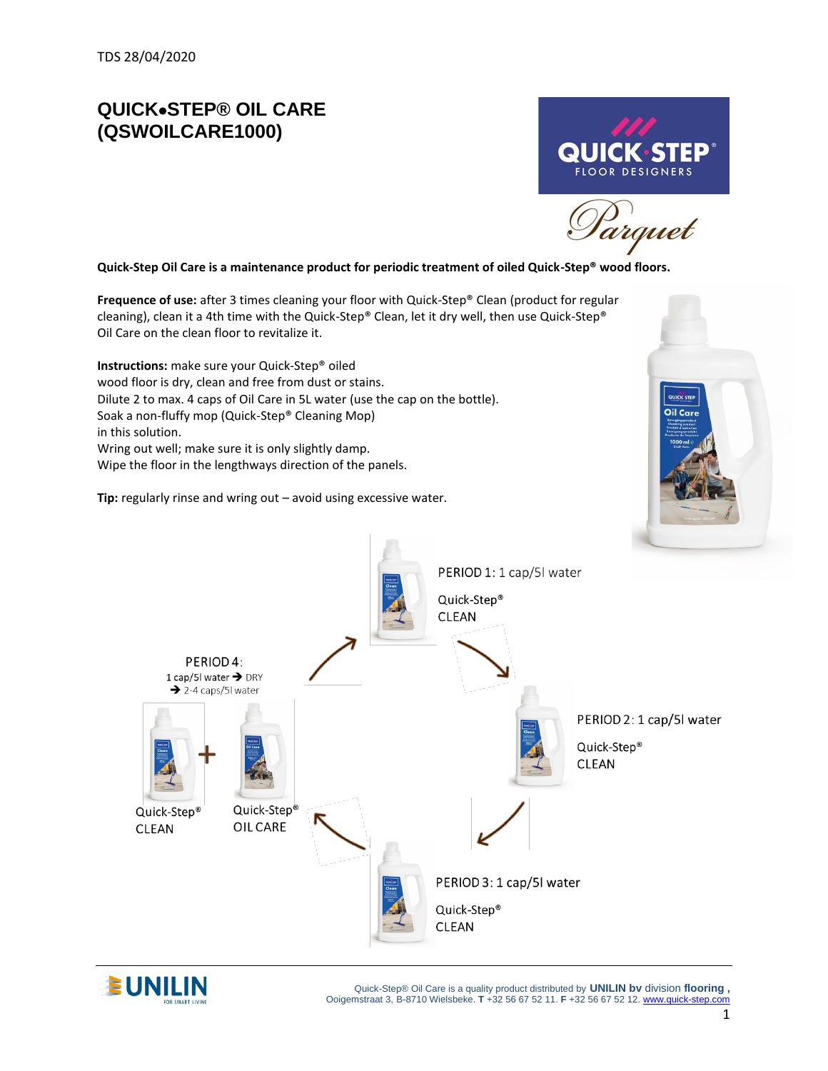TDS 28/04/2020

# QUICK•STEP® OIL CARE (QSWOILCARE1000)

QUICK·STEP® FLOOR DESIGNERS

Parquet

**Quick-Step Oil Care is a maintenance product for periodic treatment of oiled Quick-Step® wood floors.**

**Frequence of use:** after 3 times cleaning your floor with Quick-Step® Clean (product for regular cleaning), clean it a 4th time with the Quick-Step® Clean, let it dry well, then use Quick-Step® Oil Care on the clean floor to revitalize it.

**Instructions:** make sure your Quick-Step® oiled wood floor is dry, clean and free from dust or stains.
Dilute 2 to max. 4 caps of Oil Care in 5L water (use the cap on the bottle).
Soak a non-fluffy mop (Quick-Step® Cleaning Mop) in this solution.
Wring out well; make sure it is only slightly damp.
Wipe the floor in the lengthways direction of the panels.

**Tip:** regularly rinse and wring out – avoid using excessive water.

PERIOD 1: 1 cap/5l water
Quick-Step® CLEAN

PERIOD 2: 1 cap/5l water
Quick-Step® CLEAN

PERIOD 3: 1 cap/5l water
Quick-Step® CLEAN

PERIOD 4:
1 cap/5l water → DRY
→ 2-4 caps/5l water

Quick-Step® CLEAN + Quick-Step® OIL CARE

Quick-Step® Oil Care is a quality product distributed by **UNILIN bv** division **flooring**, Ooigemstraat 3, B-8710 Wielsbeke. **T** +32 56 67 52 11. **F** +32 56 67 52 12. www.quick-step.com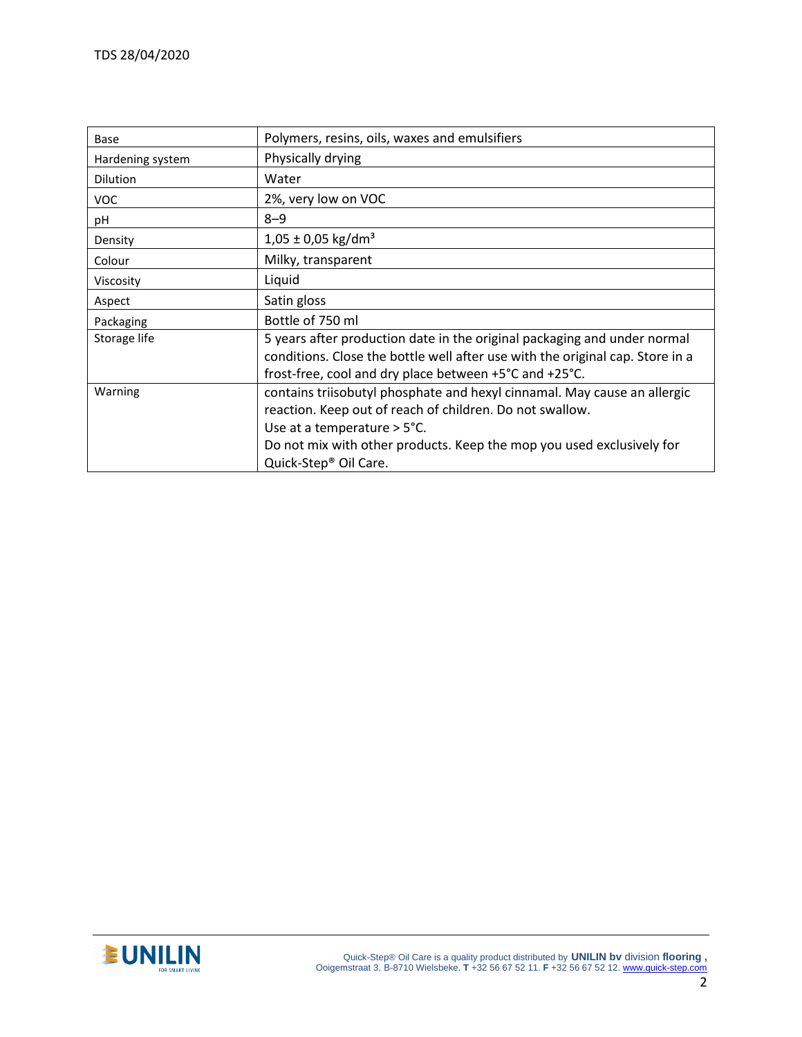| | |
|---|---|
| Base | Polymers, resins, oils, waxes and emulsifiers |
| Hardening system | Physically drying |
| Dilution | Water |
| VOC | 2%, very low on VOC |
| pH | 8–9 |
| Density | 1,05 ± 0,05 kg/dm³ |
| Colour | Milky, transparent |
| Viscosity | Liquid |
| Aspect | Satin gloss |
| Packaging | Bottle of 750 ml |
| Storage life | 5 years after production date in the original packaging and under normal conditions. Close the bottle well after use with the original cap. Store in a frost-free, cool and dry place between +5°C and +25°C. |
| Warning | contains triisobutyl phosphate and hexyl cinnamal. May cause an allergic reaction. Keep out of reach of children. Do not swallow.<br>Use at a temperature > 5°C.<br>Do not mix with other products. Keep the mop you used exclusively for Quick-Step® Oil Care. |

Quick-Step® Oil Care is a quality product distributed by **UNILIN bv** division **flooring ,**
Ooigemstraat 3, B-8710 Wielsbeke. **T** +32 56 67 52 11. **F** +32 56 67 52 12. www.quick-step.com